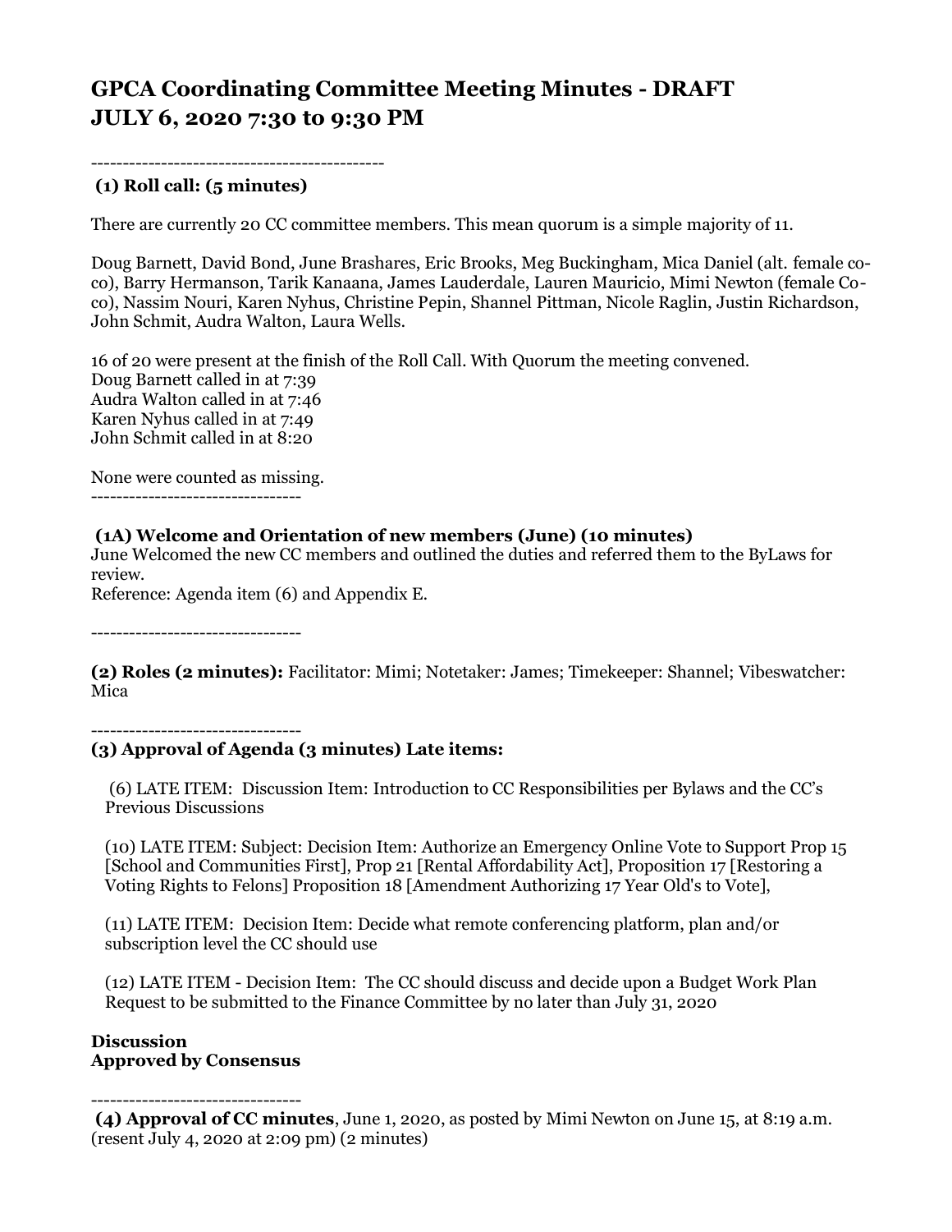# GPCA Coordinating Committee Meeting Minutes - DRAFT
# JULY 6, 2020 7:30 to 9:30 PM

---

**(1) Roll call: (5 minutes)**

There are currently 20 CC committee members. This mean quorum is a simple majority of 11.

Doug Barnett, David Bond, June Brashares, Eric Brooks, Meg Buckingham, Mica Daniel (alt. female co-co), Barry Hermanson, Tarik Kanaana, James Lauderdale, Lauren Mauricio, Mimi Newton (female Co-co), Nassim Nouri, Karen Nyhus, Christine Pepin, Shannel Pittman, Nicole Raglin, Justin Richardson, John Schmit, Audra Walton, Laura Wells.

16 of 20 were present at the finish of the Roll Call. With Quorum the meeting convened.
Doug Barnett called in at 7:39
Audra Walton called in at 7:46
Karen Nyhus called in at 7:49
John Schmit called in at 8:20

None were counted as missing.

---

**(1A) Welcome and Orientation of new members (June) (10 minutes)**
June Welcomed the new CC members and outlined the duties and referred them to the ByLaws for review.
Reference: Agenda item (6) and Appendix E.

---

**(2) Roles (2 minutes):** Facilitator: Mimi; Notetaker: James; Timekeeper: Shannel; Vibeswatcher: Mica

---

**(3) Approval of Agenda (3 minutes) Late items:**

(6) LATE ITEM: Discussion Item: Introduction to CC Responsibilities per Bylaws and the CC's Previous Discussions

(10) LATE ITEM: Subject: Decision Item: Authorize an Emergency Online Vote to Support Prop 15 [School and Communities First], Prop 21 [Rental Affordability Act], Proposition 17 [Restoring a Voting Rights to Felons] Proposition 18 [Amendment Authorizing 17 Year Old's to Vote],

(11) LATE ITEM: Decision Item: Decide what remote conferencing platform, plan and/or subscription level the CC should use

(12) LATE ITEM - Decision Item: The CC should discuss and decide upon a Budget Work Plan Request to be submitted to the Finance Committee by no later than July 31, 2020

**Discussion**
**Approved by Consensus**

---

**(4) Approval of CC minutes**, June 1, 2020, as posted by Mimi Newton on June 15, at 8:19 a.m. (resent July 4, 2020 at 2:09 pm) (2 minutes)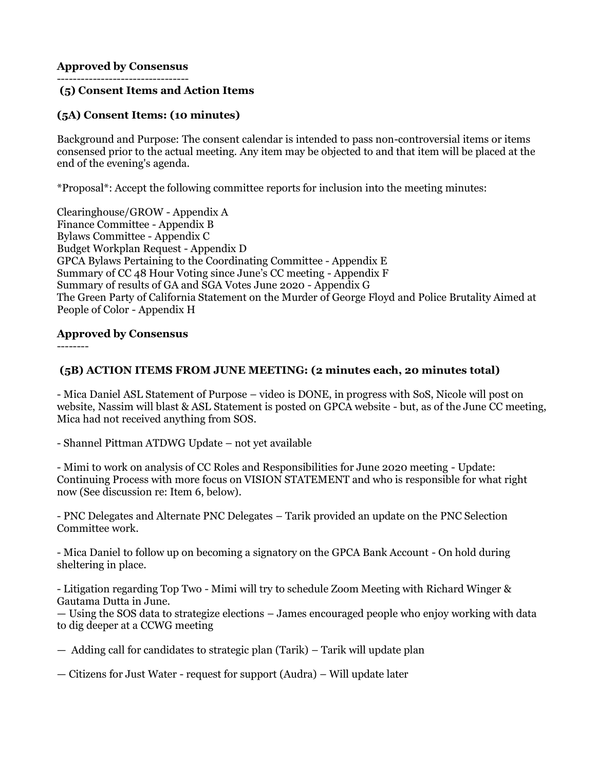**Approved by Consensus**

--------------------------------

**(5) Consent Items and Action Items**

**(5A) Consent Items: (10 minutes)**

Background and Purpose: The consent calendar is intended to pass non-controversial items or items consensed prior to the actual meeting. Any item may be objected to and that item will be placed at the end of the evening's agenda.

*Proposal*: Accept the following committee reports for inclusion into the meeting minutes:

Clearinghouse/GROW - Appendix A
Finance Committee - Appendix B
Bylaws Committee - Appendix C
Budget Workplan Request - Appendix D
GPCA Bylaws Pertaining to the Coordinating Committee - Appendix E
Summary of CC 48 Hour Voting since June's CC meeting - Appendix F
Summary of results of GA and SGA Votes June 2020 - Appendix G
The Green Party of California Statement on the Murder of George Floyd and Police Brutality Aimed at People of Color - Appendix H

**Approved by Consensus**

--------

**(5B) ACTION ITEMS FROM JUNE MEETING: (2 minutes each, 20 minutes total)**

- Mica Daniel ASL Statement of Purpose – video is DONE, in progress with SoS, Nicole will post on website, Nassim will blast & ASL Statement is posted on GPCA website - but, as of the June CC meeting, Mica had not received anything from SOS.

- Shannel Pittman ATDWG Update – not yet available

- Mimi to work on analysis of CC Roles and Responsibilities for June 2020 meeting - Update: Continuing Process with more focus on VISION STATEMENT and who is responsible for what right now (See discussion re: Item 6, below).

- PNC Delegates and Alternate PNC Delegates – Tarik provided an update on the PNC Selection Committee work.

- Mica Daniel to follow up on becoming a signatory on the GPCA Bank Account - On hold during sheltering in place.

- Litigation regarding Top Two - Mimi will try to schedule Zoom Meeting with Richard Winger & Gautama Dutta in June.

— Using the SOS data to strategize elections – James encouraged people who enjoy working with data to dig deeper at a CCWG meeting

— Adding call for candidates to strategic plan (Tarik) – Tarik will update plan

— Citizens for Just Water - request for support (Audra) – Will update later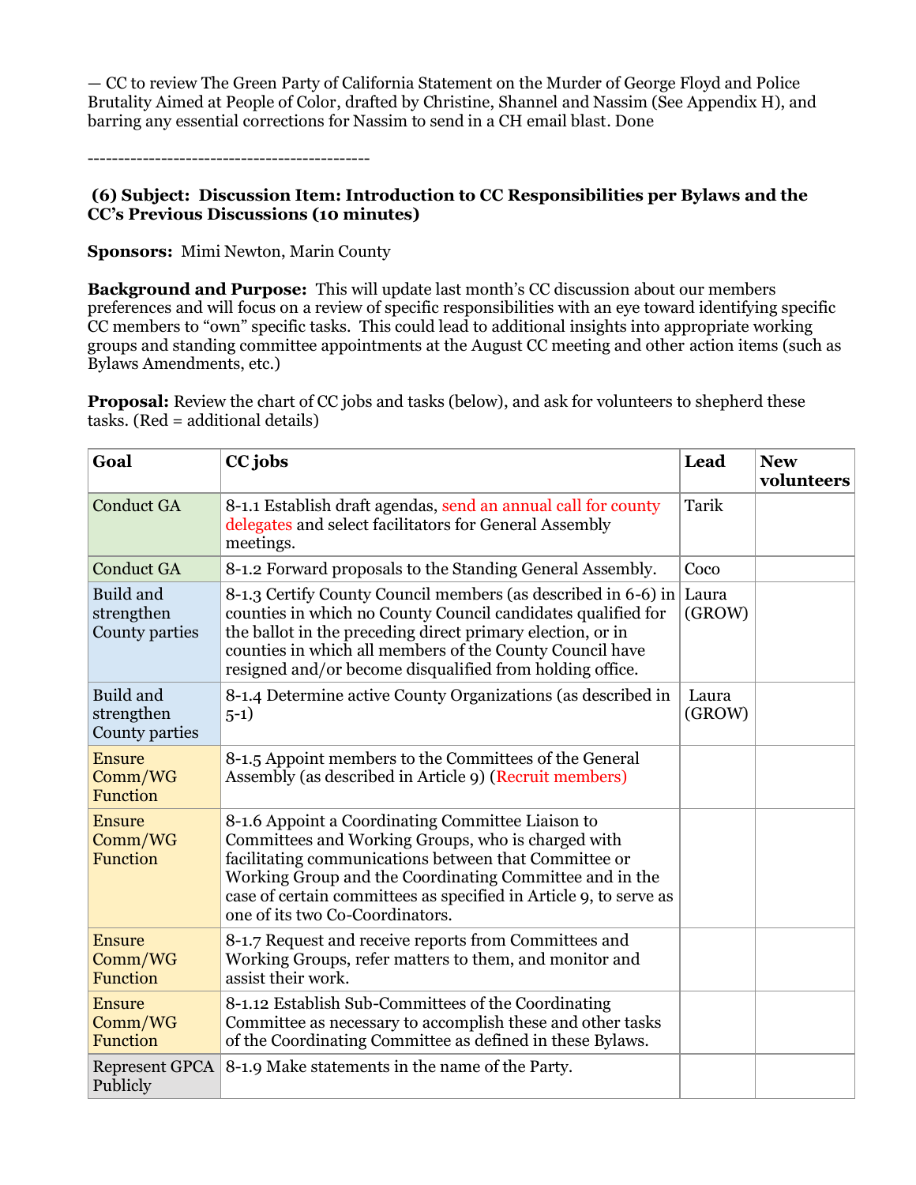— CC to review The Green Party of California Statement on the Murder of George Floyd and Police Brutality Aimed at People of Color, drafted by Christine, Shannel and Nassim (See Appendix H), and barring any essential corrections for Nassim to send in a CH email blast. Done

----------------------------------------------

**(6) Subject: Discussion Item: Introduction to CC Responsibilities per Bylaws and the CC's Previous Discussions (10 minutes)**

**Sponsors:** Mimi Newton, Marin County

**Background and Purpose:** This will update last month's CC discussion about our members preferences and will focus on a review of specific responsibilities with an eye toward identifying specific CC members to "own" specific tasks. This could lead to additional insights into appropriate working groups and standing committee appointments at the August CC meeting and other action items (such as Bylaws Amendments, etc.)

**Proposal:** Review the chart of CC jobs and tasks (below), and ask for volunteers to shepherd these tasks. (Red = additional details)

| Goal | CC jobs | Lead | New volunteers |
|---|---|---|---|
| Conduct GA | 8-1.1 Establish draft agendas, send an annual call for county delegates and select facilitators for General Assembly meetings. | Tarik | |
| Conduct GA | 8-1.2 Forward proposals to the Standing General Assembly. | Coco | |
| Build and strengthen County parties | 8-1.3 Certify County Council members (as described in 6-6) in counties in which no County Council candidates qualified for the ballot in the preceding direct primary election, or in counties in which all members of the County Council have resigned and/or become disqualified from holding office. | Laura (GROW) | |
| Build and strengthen County parties | 8-1.4 Determine active County Organizations (as described in 5-1) | Laura (GROW) | |
| Ensure Comm/WG Function | 8-1.5 Appoint members to the Committees of the General Assembly (as described in Article 9) (Recruit members) | | |
| Ensure Comm/WG Function | 8-1.6 Appoint a Coordinating Committee Liaison to Committees and Working Groups, who is charged with facilitating communications between that Committee or Working Group and the Coordinating Committee and in the case of certain committees as specified in Article 9, to serve as one of its two Co-Coordinators. | | |
| Ensure Comm/WG Function | 8-1.7 Request and receive reports from Committees and Working Groups, refer matters to them, and monitor and assist their work. | | |
| Ensure Comm/WG Function | 8-1.12 Establish Sub-Committees of the Coordinating Committee as necessary to accomplish these and other tasks of the Coordinating Committee as defined in these Bylaws. | | |
| Represent GPCA Publicly | 8-1.9 Make statements in the name of the Party. | | |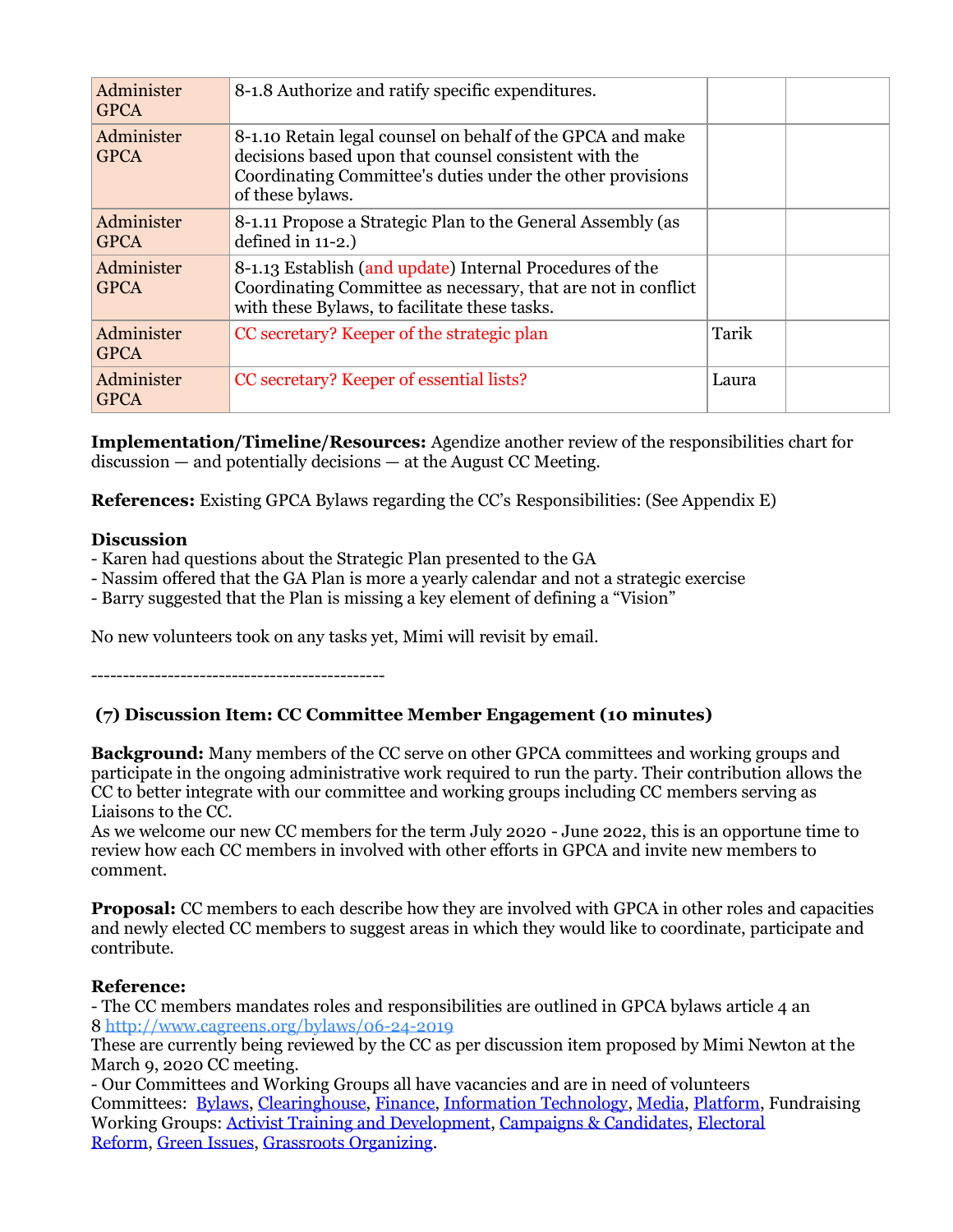| Administer GPCA | 8-1.8 Authorize and ratify specific expenditures. | | |
|---|---|---|---|
| Administer GPCA | 8-1.10 Retain legal counsel on behalf of the GPCA and make decisions based upon that counsel consistent with the Coordinating Committee's duties under the other provisions of these bylaws. | | |
| Administer GPCA | 8-1.11 Propose a Strategic Plan to the General Assembly (as defined in 11-2.) | | |
| Administer GPCA | 8-1.13 Establish (and update) Internal Procedures of the Coordinating Committee as necessary, that are not in conflict with these Bylaws, to facilitate these tasks. | | |
| Administer GPCA | CC secretary? Keeper of the strategic plan | Tarik | |
| Administer GPCA | CC secretary? Keeper of essential lists? | Laura | |

**Implementation/Timeline/Resources:** Agendize another review of the responsibilities chart for discussion — and potentially decisions — at the August CC Meeting.

**References:** Existing GPCA Bylaws regarding the CC's Responsibilities: (See Appendix E)

**Discussion**
- Karen had questions about the Strategic Plan presented to the GA
- Nassim offered that the GA Plan is more a yearly calendar and not a strategic exercise
- Barry suggested that the Plan is missing a key element of defining a "Vision"

No new volunteers took on any tasks yet, Mimi will revisit by email.

---------------------------------------------

### (7) Discussion Item: CC Committee Member Engagement (10 minutes)

**Background:** Many members of the CC serve on other GPCA committees and working groups and participate in the ongoing administrative work required to run the party. Their contribution allows the CC to better integrate with our committee and working groups including CC members serving as Liaisons to the CC.
As we welcome our new CC members for the term July 2020 - June 2022, this is an opportune time to review how each CC members in involved with other efforts in GPCA and invite new members to comment.

**Proposal:** CC members to each describe how they are involved with GPCA in other roles and capacities and newly elected CC members to suggest areas in which they would like to coordinate, participate and contribute.

**Reference:**
- The CC members mandates roles and responsibilities are outlined in GPCA bylaws article 4 an 8 [http://www.cagreens.org/bylaws/06-24-2019](http://www.cagreens.org/bylaws/06-24-2019)
These are currently being reviewed by the CC as per discussion item proposed by Mimi Newton at the March 9, 2020 CC meeting.
- Our Committees and Working Groups all have vacancies and are in need of volunteers
Committees: Bylaws, Clearinghouse, Finance, Information Technology, Media, Platform, Fundraising
Working Groups: Activist Training and Development, Campaigns & Candidates, Electoral Reform, Green Issues, Grassroots Organizing.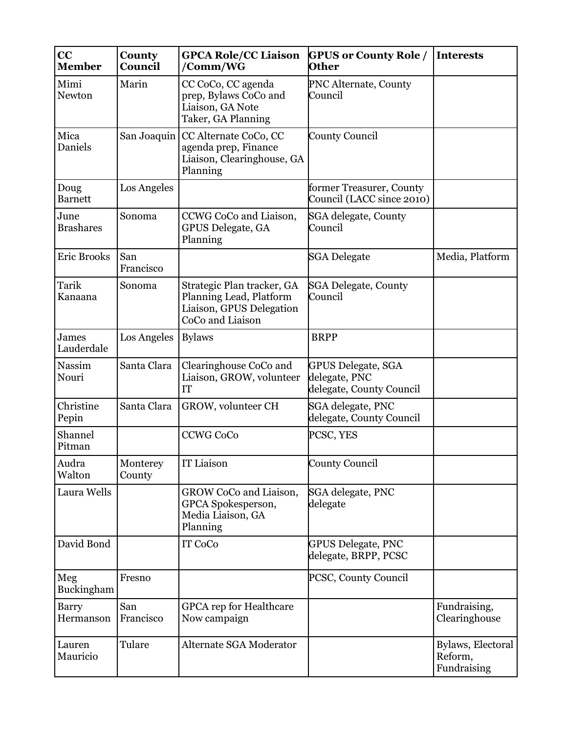| CC Member | County Council | GPCA Role/CC Liaison /Comm/WG | GPUS or County Role / Other | Interests |
|---|---|---|---|---|
| Mimi Newton | Marin | CC CoCo, CC agenda prep, Bylaws CoCo and Liaison, GA Note Taker, GA Planning | PNC Alternate, County Council | |
| Mica Daniels | San Joaquin | CC Alternate CoCo, CC agenda prep, Finance Liaison, Clearinghouse, GA Planning | County Council | |
| Doug Barnett | Los Angeles | | former Treasurer, County Council (LACC since 2010) | |
| June Brashares | Sonoma | CCWG CoCo and Liaison, GPUS Delegate, GA Planning | SGA delegate, County Council | |
| Eric Brooks | San Francisco | | SGA Delegate | Media, Platform |
| Tarik Kanaana | Sonoma | Strategic Plan tracker, GA Planning Lead, Platform Liaison, GPUS Delegation CoCo and Liaison | SGA Delegate, County Council | |
| James Lauderdale | Los Angeles | Bylaws | BRPP | |
| Nassim Nouri | Santa Clara | Clearinghouse CoCo and Liaison, GROW, volunteer IT | GPUS Delegate, SGA delegate, PNC delegate, County Council | |
| Christine Pepin | Santa Clara | GROW, volunteer CH | SGA delegate, PNC delegate, County Council | |
| Shannel Pitman | | CCWG CoCo | PCSC, YES | |
| Audra Walton | Monterey County | IT Liaison | County Council | |
| Laura Wells | | GROW CoCo and Liaison, GPCA Spokesperson, Media Liaison, GA Planning | SGA delegate, PNC delegate | |
| David Bond | | IT CoCo | GPUS Delegate, PNC delegate, BRPP, PCSC | |
| Meg Buckingham | Fresno | | PCSC, County Council | |
| Barry Hermanson | San Francisco | GPCA rep for Healthcare Now campaign | | Fundraising, Clearinghouse |
| Lauren Mauricio | Tulare | Alternate SGA Moderator | | Bylaws, Electoral Reform, Fundraising |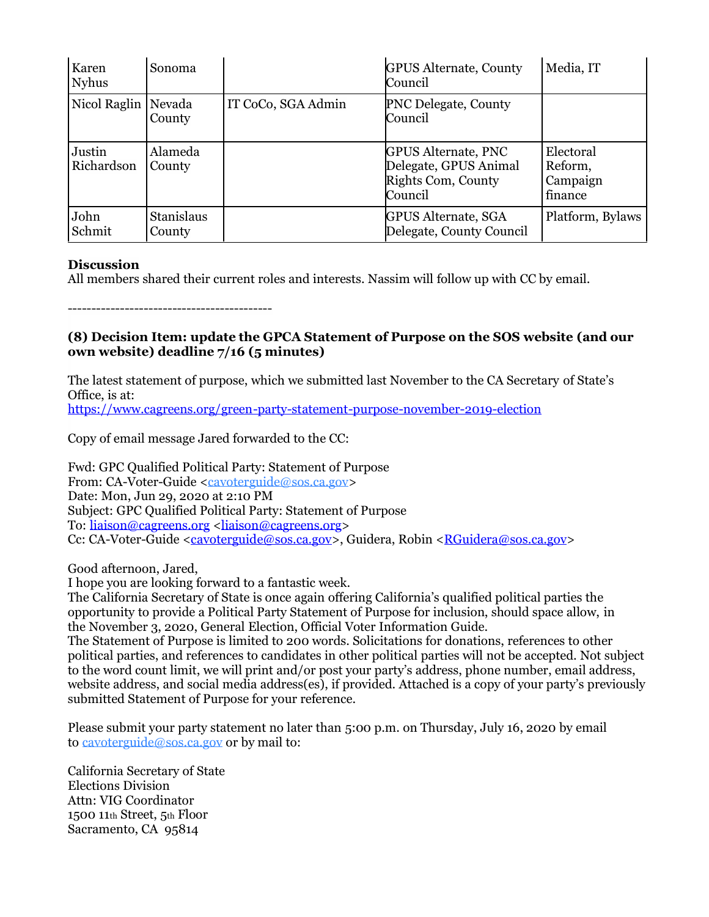| Karen Nyhus | Sonoma | | GPUS Alternate, County Council | Media, IT |
|---|---|---|---|---|
| Nicol Raglin | Nevada County | IT CoCo, SGA Admin | PNC Delegate, County Council | |
| Justin Richardson | Alameda County | | GPUS Alternate, PNC Delegate, GPUS Animal Rights Com, County Council | Electoral Reform, Campaign finance |
| John Schmit | Stanislaus County | | GPUS Alternate, SGA Delegate, County Council | Platform, Bylaws |

**Discussion**
All members shared their current roles and interests. Nassim will follow up with CC by email.

-------------------------------------------

**(8) Decision Item: update the GPCA Statement of Purpose on the SOS website (and our own website) deadline 7/16 (5 minutes)**

The latest statement of purpose, which we submitted last November to the CA Secretary of State's Office, is at:
https://www.cagreens.org/green-party-statement-purpose-november-2019-election

Copy of email message Jared forwarded to the CC:

Fwd: GPC Qualified Political Party: Statement of Purpose
From: CA-Voter-Guide <cavoterguide@sos.ca.gov>
Date: Mon, Jun 29, 2020 at 2:10 PM
Subject: GPC Qualified Political Party: Statement of Purpose
To: liaison@cagreens.org <liaison@cagreens.org>
Cc: CA-Voter-Guide <cavoterguide@sos.ca.gov>, Guidera, Robin <RGuidera@sos.ca.gov>

Good afternoon, Jared,
I hope you are looking forward to a fantastic week.
The California Secretary of State is once again offering California's qualified political parties the opportunity to provide a Political Party Statement of Purpose for inclusion, should space allow, in the November 3, 2020, General Election, Official Voter Information Guide.
The Statement of Purpose is limited to 200 words. Solicitations for donations, references to other political parties, and references to candidates in other political parties will not be accepted. Not subject to the word count limit, we will print and/or post your party's address, phone number, email address, website address, and social media address(es), if provided. Attached is a copy of your party's previously submitted Statement of Purpose for your reference.

Please submit your party statement no later than 5:00 p.m. on Thursday, July 16, 2020 by email to cavoterguide@sos.ca.gov or by mail to:

California Secretary of State
Elections Division
Attn: VIG Coordinator
1500 11th Street, 5th Floor
Sacramento, CA 95814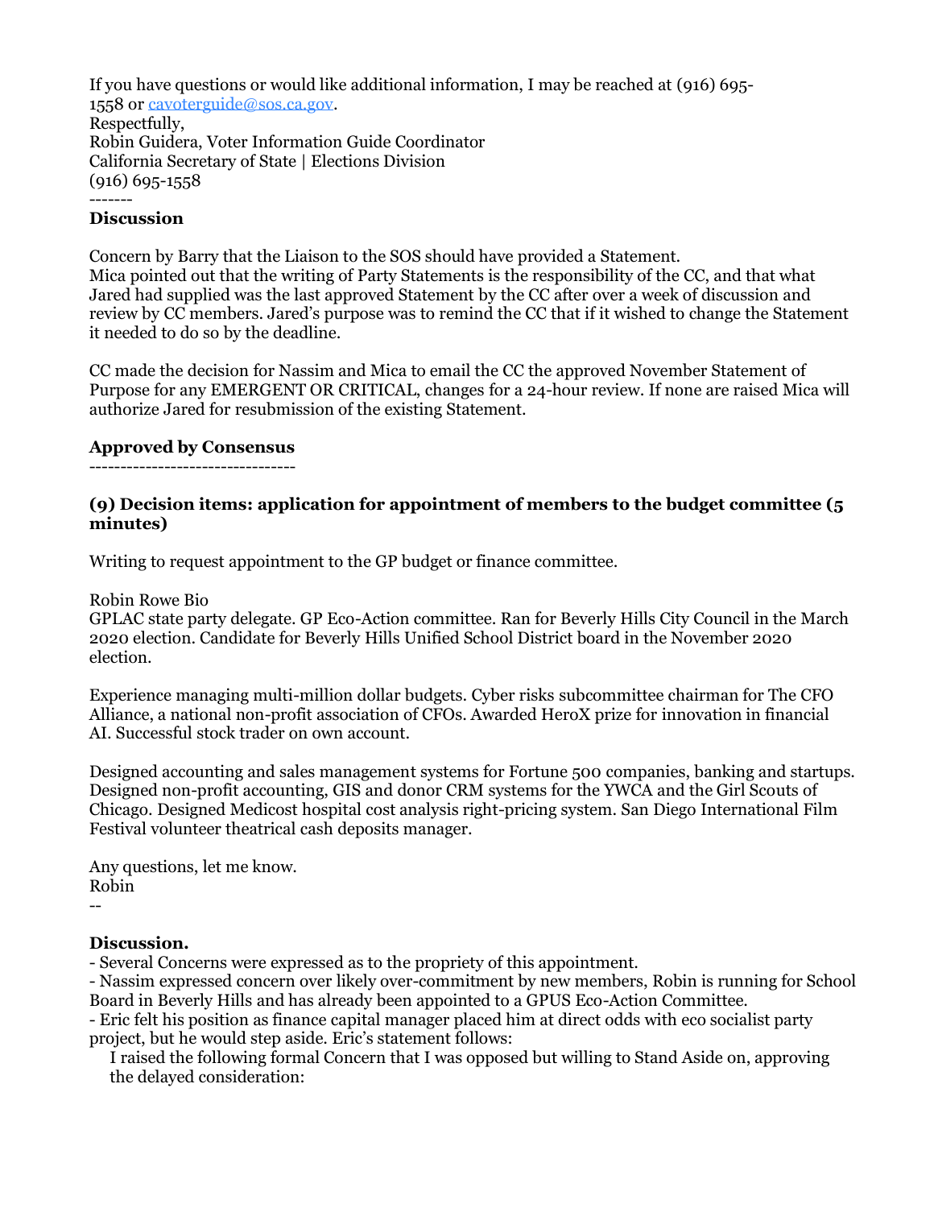If you have questions or would like additional information, I may be reached at (916) 695-1558 or cavoterguide@sos.ca.gov.
Respectfully,
Robin Guidera, Voter Information Guide Coordinator
California Secretary of State | Elections Division
(916) 695-1558
-------

**Discussion**

Concern by Barry that the Liaison to the SOS should have provided a Statement.
Mica pointed out that the writing of Party Statements is the responsibility of the CC, and that what Jared had supplied was the last approved Statement by the CC after over a week of discussion and review by CC members. Jared's purpose was to remind the CC that if it wished to change the Statement it needed to do so by the deadline.

CC made the decision for Nassim and Mica to email the CC the approved November Statement of Purpose for any EMERGENT OR CRITICAL, changes for a 24-hour review. If none are raised Mica will authorize Jared for resubmission of the existing Statement.

**Approved by Consensus**

---------------------------------

### (9) Decision items: application for appointment of members to the budget committee (5 minutes)

Writing to request appointment to the GP budget or finance committee.

Robin Rowe Bio
GPLAC state party delegate. GP Eco-Action committee. Ran for Beverly Hills City Council in the March 2020 election. Candidate for Beverly Hills Unified School District board in the November 2020 election.

Experience managing multi-million dollar budgets. Cyber risks subcommittee chairman for The CFO Alliance, a national non-profit association of CFOs. Awarded HeroX prize for innovation in financial AI. Successful stock trader on own account.

Designed accounting and sales management systems for Fortune 500 companies, banking and startups. Designed non-profit accounting, GIS and donor CRM systems for the YWCA and the Girl Scouts of Chicago. Designed Medicost hospital cost analysis right-pricing system. San Diego International Film Festival volunteer theatrical cash deposits manager.

Any questions, let me know.
Robin
--

**Discussion.**

- Several Concerns were expressed as to the propriety of this appointment.
- Nassim expressed concern over likely over-commitment by new members, Robin is running for School Board in Beverly Hills and has already been appointed to a GPUS Eco-Action Committee.
- Eric felt his position as finance capital manager placed him at direct odds with eco socialist party project, but he would step aside. Eric's statement follows:

  I raised the following formal Concern that I was opposed but willing to Stand Aside on, approving the delayed consideration: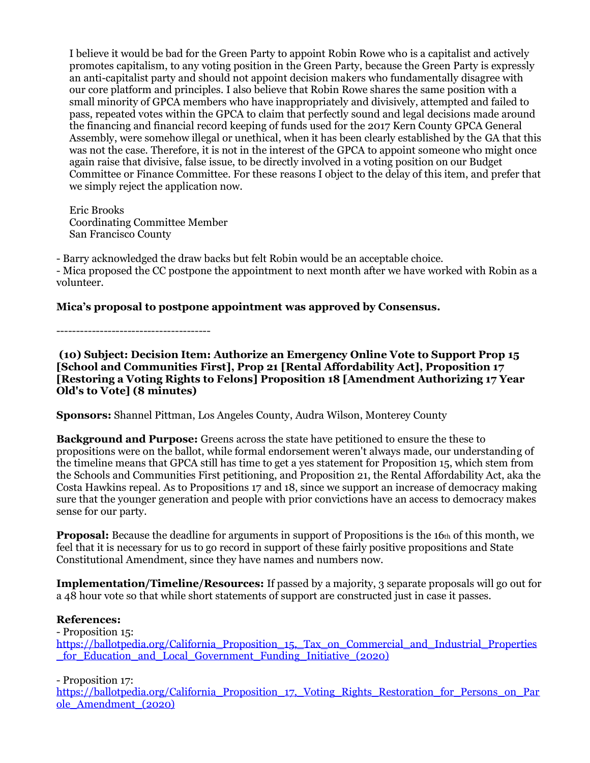> I believe it would be bad for the Green Party to appoint Robin Rowe who is a capitalist and actively promotes capitalism, to any voting position in the Green Party, because the Green Party is expressly an anti-capitalist party and should not appoint decision makers who fundamentally disagree with our core platform and principles. I also believe that Robin Rowe shares the same position with a small minority of GPCA members who have inappropriately and divisively, attempted and failed to pass, repeated votes within the GPCA to claim that perfectly sound and legal decisions made around the financing and financial record keeping of funds used for the 2017 Kern County GPCA General Assembly, were somehow illegal or unethical, when it has been clearly established by the GA that this was not the case. Therefore, it is not in the interest of the GPCA to appoint someone who might once again raise that divisive, false issue, to be directly involved in a voting position on our Budget Committee or Finance Committee. For these reasons I object to the delay of this item, and prefer that we simply reject the application now.
>
> Eric Brooks
> Coordinating Committee Member
> San Francisco County

- Barry acknowledged the draw backs but felt Robin would be an acceptable choice.
- Mica proposed the CC postpone the appointment to next month after we have worked with Robin as a volunteer.

**Mica's proposal to postpone appointment was approved by Consensus.**

---------------------------------------

**(10) Subject: Decision Item: Authorize an Emergency Online Vote to Support Prop 15 [School and Communities First], Prop 21 [Rental Affordability Act], Proposition 17 [Restoring a Voting Rights to Felons] Proposition 18 [Amendment Authorizing 17 Year Old's to Vote] (8 minutes)**

**Sponsors:** Shannel Pittman, Los Angeles County, Audra Wilson, Monterey County

**Background and Purpose:** Greens across the state have petitioned to ensure the these to propositions were on the ballot, while formal endorsement weren't always made, our understanding of the timeline means that GPCA still has time to get a yes statement for Proposition 15, which stem from the Schools and Communities First petitioning, and Proposition 21, the Rental Affordability Act, aka the Costa Hawkins repeal. As to Propositions 17 and 18, since we support an increase of democracy making sure that the younger generation and people with prior convictions have an access to democracy makes sense for our party.

**Proposal:** Because the deadline for arguments in support of Propositions is the 16th of this month, we feel that it is necessary for us to go record in support of these fairly positive propositions and State Constitutional Amendment, since they have names and numbers now.

**Implementation/Timeline/Resources:** If passed by a majority, 3 separate proposals will go out for a 48 hour vote so that while short statements of support are constructed just in case it passes.

**References:**

- Proposition 15: https://ballotpedia.org/California_Proposition_15,_Tax_on_Commercial_and_Industrial_Properties_for_Education_and_Local_Government_Funding_Initiative_(2020)

- Proposition 17: https://ballotpedia.org/California_Proposition_17,_Voting_Rights_Restoration_for_Persons_on_Parole_Amendment_(2020)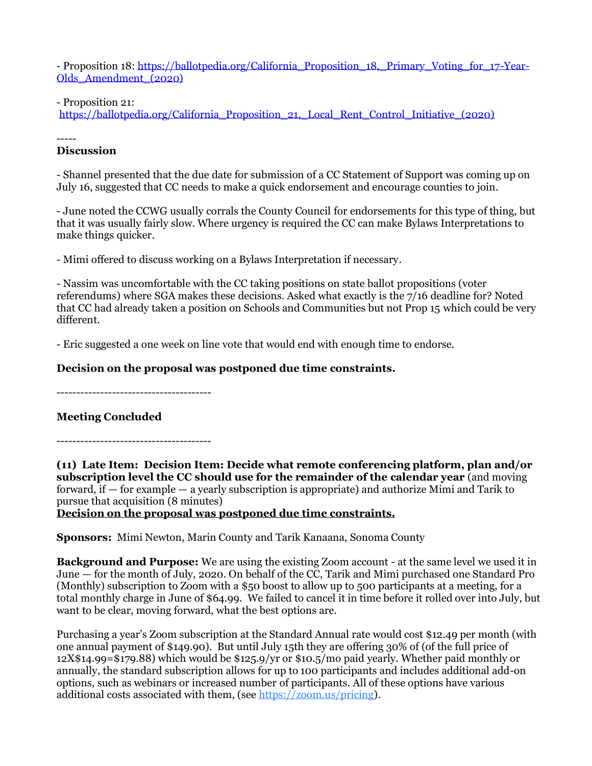- Proposition 18: https://ballotpedia.org/California_Proposition_18,_Primary_Voting_for_17-Year-Olds_Amendment_(2020)

- Proposition 21: https://ballotpedia.org/California_Proposition_21,_Local_Rent_Control_Initiative_(2020)

-----

**Discussion**

- Shannel presented that the due date for submission of a CC Statement of Support was coming up on July 16, suggested that CC needs to make a quick endorsement and encourage counties to join.

- June noted the CCWG usually corrals the County Council for endorsements for this type of thing, but that it was usually fairly slow. Where urgency is required the CC can make Bylaws Interpretations to make things quicker.

- Mimi offered to discuss working on a Bylaws Interpretation if necessary.

- Nassim was uncomfortable with the CC taking positions on state ballot propositions (voter referendums) where SGA makes these decisions. Asked what exactly is the 7/16 deadline for? Noted that CC had already taken a position on Schools and Communities but not Prop 15 which could be very different.

- Eric suggested a one week on line vote that would end with enough time to endorse.

**Decision on the proposal was postponed due time constraints.**

---------------------------------------

**Meeting Concluded**

---------------------------------------

**(11) Late Item: Decision Item: Decide what remote conferencing platform, plan and/or subscription level the CC should use for the remainder of the calendar year** (and moving forward, if — for example — a yearly subscription is appropriate) and authorize Mimi and Tarik to pursue that acquisition (8 minutes)
**Decision on the proposal was postponed due time constraints.**

**Sponsors:** Mimi Newton, Marin County and Tarik Kanaana, Sonoma County

**Background and Purpose:** We are using the existing Zoom account - at the same level we used it in June — for the month of July, 2020. On behalf of the CC, Tarik and Mimi purchased one Standard Pro (Monthly) subscription to Zoom with a $50 boost to allow up to 500 participants at a meeting, for a total monthly charge in June of $64.99. We failed to cancel it in time before it rolled over into July, but want to be clear, moving forward, what the best options are.

Purchasing a year's Zoom subscription at the Standard Annual rate would cost $12.49 per month (with one annual payment of $149.90). But until July 15th they are offering 30% of (of the full price of 12X$14.99=$179.88) which would be $125.9/yr or $10.5/mo paid yearly. Whether paid monthly or annually, the standard subscription allows for up to 100 participants and includes additional add-on options, such as webinars or increased number of participants. All of these options have various additional costs associated with them, (see https://zoom.us/pricing).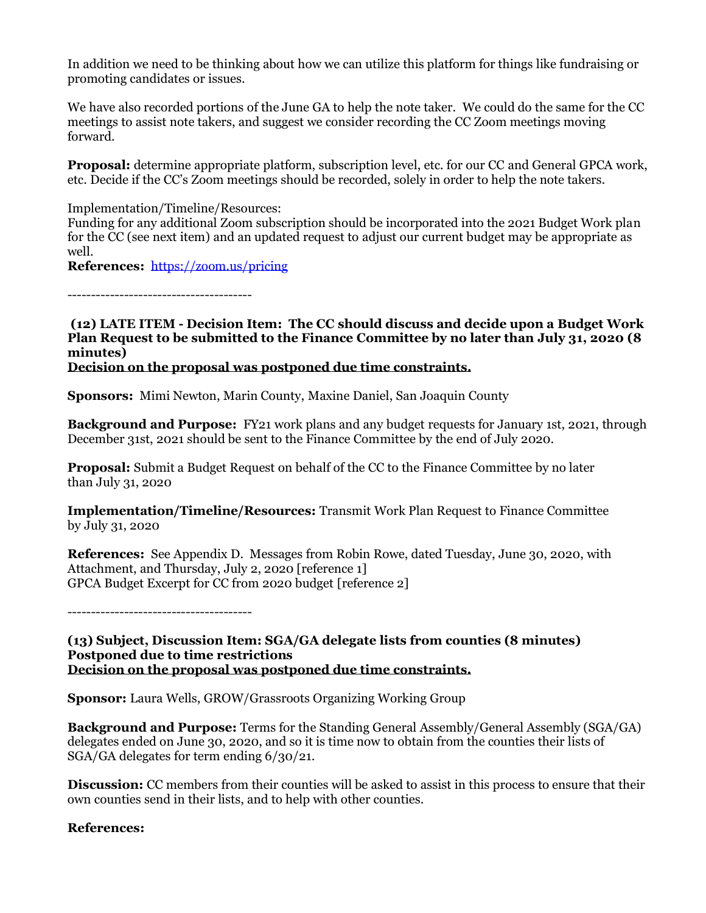In addition we need to be thinking about how we can utilize this platform for things like fundraising or promoting candidates or issues.

We have also recorded portions of the June GA to help the note taker. We could do the same for the CC meetings to assist note takers, and suggest we consider recording the CC Zoom meetings moving forward.

**Proposal:** determine appropriate platform, subscription level, etc. for our CC and General GPCA work, etc. Decide if the CC's Zoom meetings should be recorded, solely in order to help the note takers.

Implementation/Timeline/Resources:
Funding for any additional Zoom subscription should be incorporated into the 2021 Budget Work plan for the CC (see next item) and an updated request to adjust our current budget may be appropriate as well.

**References:** https://zoom.us/pricing

---------------------------------------

**(12) LATE ITEM - Decision Item: The CC should discuss and decide upon a Budget Work Plan Request to be submitted to the Finance Committee by no later than July 31, 2020 (8 minutes)**
**Decision on the proposal was postponed due time constraints.**

**Sponsors:** Mimi Newton, Marin County, Maxine Daniel, San Joaquin County

**Background and Purpose:** FY21 work plans and any budget requests for January 1st, 2021, through December 31st, 2021 should be sent to the Finance Committee by the end of July 2020.

**Proposal:** Submit a Budget Request on behalf of the CC to the Finance Committee by no later than July 31, 2020

**Implementation/Timeline/Resources:** Transmit Work Plan Request to Finance Committee by July 31, 2020

**References:** See Appendix D. Messages from Robin Rowe, dated Tuesday, June 30, 2020, with Attachment, and Thursday, July 2, 2020 [reference 1]
GPCA Budget Excerpt for CC from 2020 budget [reference 2]

---------------------------------------

**(13) Subject, Discussion Item: SGA/GA delegate lists from counties (8 minutes)**
**Postponed due to time restrictions**
**Decision on the proposal was postponed due time constraints.**

**Sponsor:** Laura Wells, GROW/Grassroots Organizing Working Group

**Background and Purpose:** Terms for the Standing General Assembly/General Assembly (SGA/GA) delegates ended on June 30, 2020, and so it is time now to obtain from the counties their lists of SGA/GA delegates for term ending 6/30/21.

**Discussion:** CC members from their counties will be asked to assist in this process to ensure that their own counties send in their lists, and to help with other counties.

**References:**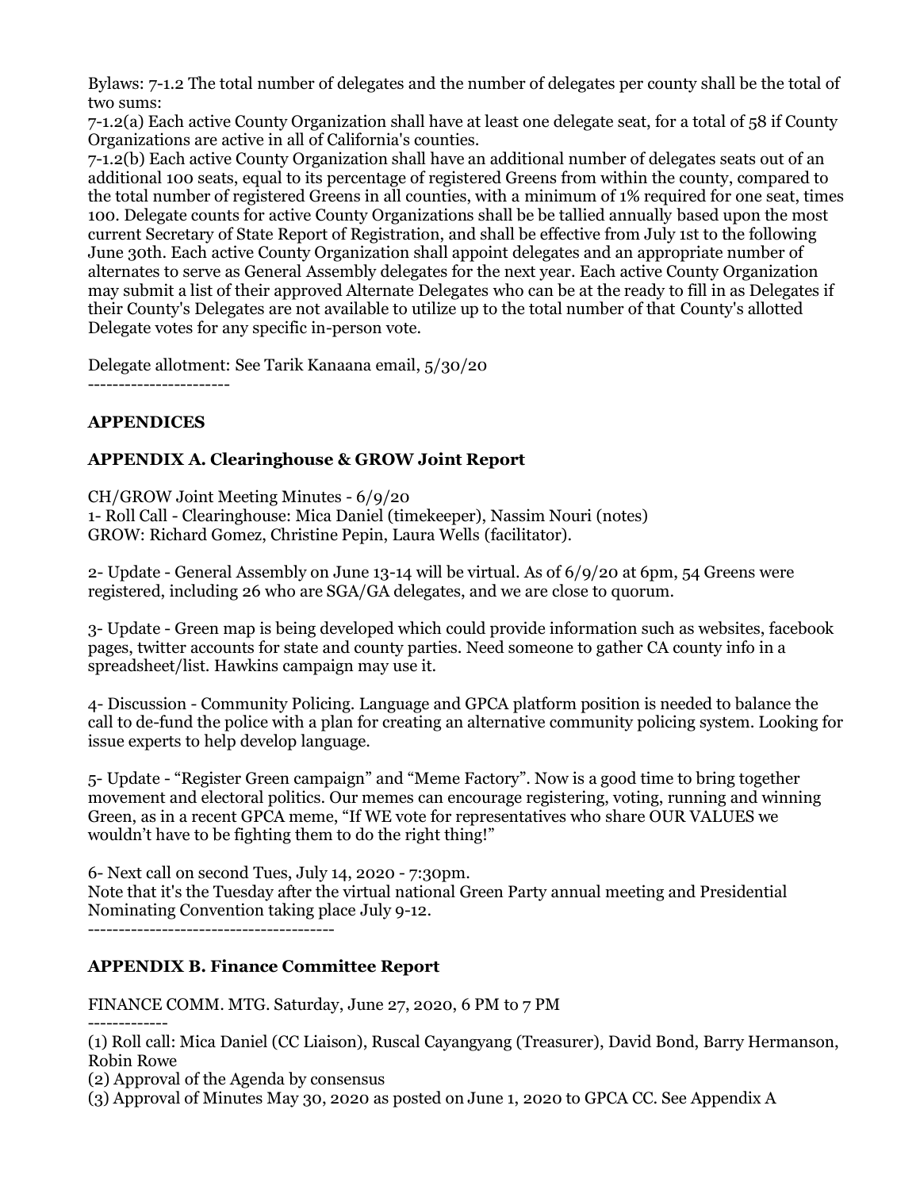Bylaws: 7-1.2 The total number of delegates and the number of delegates per county shall be the total of two sums:

7-1.2(a) Each active County Organization shall have at least one delegate seat, for a total of 58 if County Organizations are active in all of California's counties.

7-1.2(b) Each active County Organization shall have an additional number of delegates seats out of an additional 100 seats, equal to its percentage of registered Greens from within the county, compared to the total number of registered Greens in all counties, with a minimum of 1% required for one seat, times 100. Delegate counts for active County Organizations shall be be tallied annually based upon the most current Secretary of State Report of Registration, and shall be effective from July 1st to the following June 30th. Each active County Organization shall appoint delegates and an appropriate number of alternates to serve as General Assembly delegates for the next year. Each active County Organization may submit a list of their approved Alternate Delegates who can be at the ready to fill in as Delegates if their County's Delegates are not available to utilize up to the total number of that County's allotted Delegate votes for any specific in-person vote.

Delegate allotment: See Tarik Kanaana email, 5/30/20

-----------------------

## APPENDICES

### APPENDIX A. Clearinghouse & GROW Joint Report

CH/GROW Joint Meeting Minutes - 6/9/20

1- Roll Call - Clearinghouse: Mica Daniel (timekeeper), Nassim Nouri (notes)
GROW: Richard Gomez, Christine Pepin, Laura Wells (facilitator).

2- Update - General Assembly on June 13-14 will be virtual. As of 6/9/20 at 6pm, 54 Greens were registered, including 26 who are SGA/GA delegates, and we are close to quorum.

3- Update - Green map is being developed which could provide information such as websites, facebook pages, twitter accounts for state and county parties. Need someone to gather CA county info in a spreadsheet/list. Hawkins campaign may use it.

4- Discussion - Community Policing. Language and GPCA platform position is needed to balance the call to de-fund the police with a plan for creating an alternative community policing system. Looking for issue experts to help develop language.

5- Update - "Register Green campaign" and "Meme Factory". Now is a good time to bring together movement and electoral politics. Our memes can encourage registering, voting, running and winning Green, as in a recent GPCA meme, "If WE vote for representatives who share OUR VALUES we wouldn't have to be fighting them to do the right thing!"

6- Next call on second Tues, July 14, 2020 - 7:30pm.
Note that it's the Tuesday after the virtual national Green Party annual meeting and Presidential Nominating Convention taking place July 9-12.

----------------------------------------

### APPENDIX B. Finance Committee Report

FINANCE COMM. MTG. Saturday, June 27, 2020, 6 PM to 7 PM

-------------

(1) Roll call: Mica Daniel (CC Liaison), Ruscal Cayangyang (Treasurer), David Bond, Barry Hermanson, Robin Rowe
(2) Approval of the Agenda by consensus
(3) Approval of Minutes May 30, 2020 as posted on June 1, 2020 to GPCA CC. See Appendix A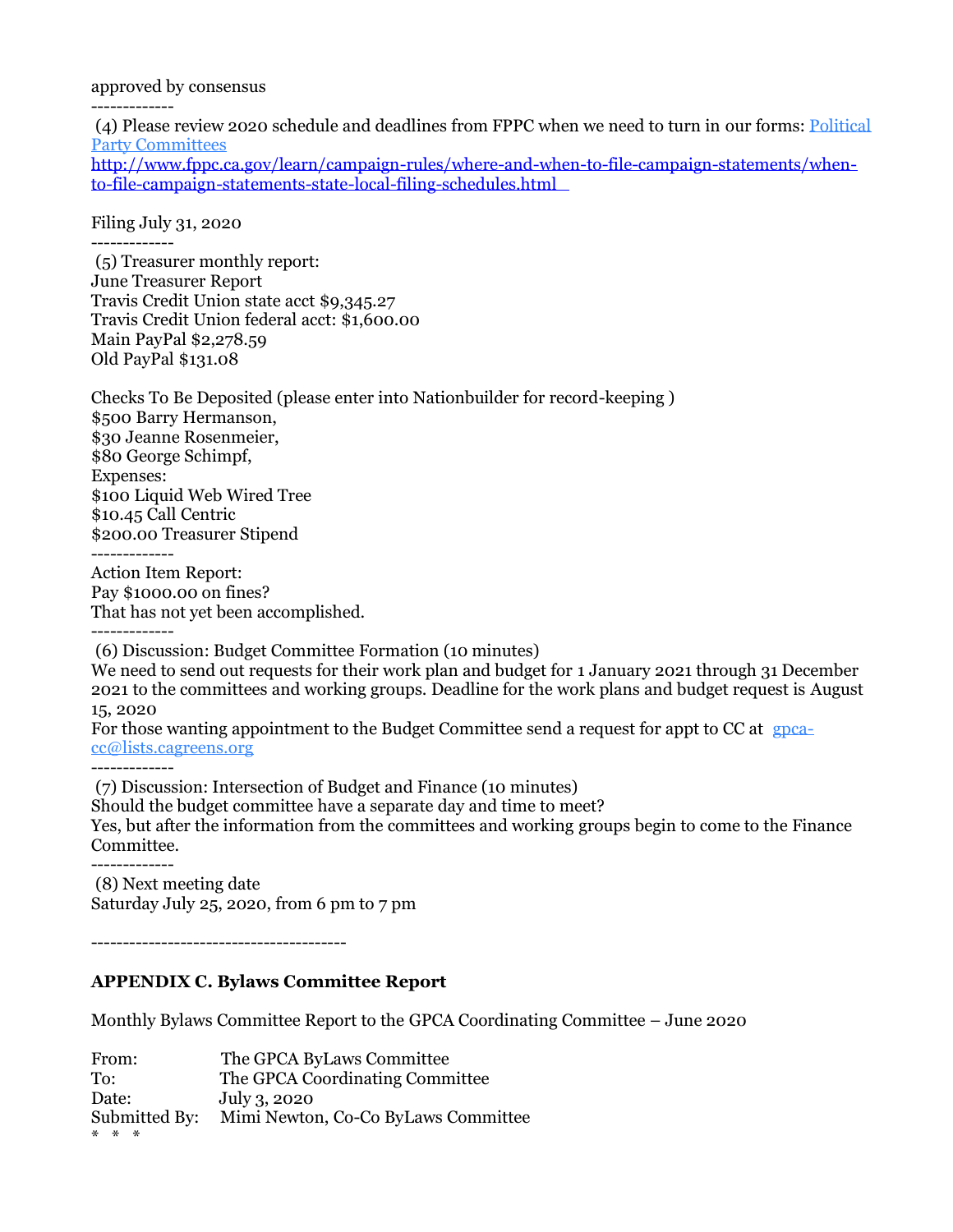approved by consensus

-------------

(4) Please review 2020 schedule and deadlines from FPPC when we need to turn in our forms: [Political Party Committees](http://www.fppc.ca.gov/learn/campaign-rules/where-and-when-to-file-campaign-statements/when-to-file-campaign-statements-state-local-filing-schedules.html)
http://www.fppc.ca.gov/learn/campaign-rules/where-and-when-to-file-campaign-statements/when-to-file-campaign-statements-state-local-filing-schedules.html

Filing July 31, 2020

-------------

(5) Treasurer monthly report:
June Treasurer Report
Travis Credit Union state acct $9,345.27
Travis Credit Union federal acct: $1,600.00
Main PayPal $2,278.59
Old PayPal $131.08

Checks To Be Deposited (please enter into Nationbuilder for record-keeping )
$500 Barry Hermanson,
$30 Jeanne Rosenmeier,
$80 George Schimpf,
Expenses:
$100 Liquid Web Wired Tree
$10.45 Call Centric
$200.00 Treasurer Stipend

-------------

Action Item Report:
Pay $1000.00 on fines?
That has not yet been accomplished.

-------------

(6) Discussion: Budget Committee Formation (10 minutes)
We need to send out requests for their work plan and budget for 1 January 2021 through 31 December 2021 to the committees and working groups. Deadline for the work plans and budget request is August 15, 2020
For those wanting appointment to the Budget Committee send a request for appt to CC at gpca-cc@lists.cagreens.org

-------------

(7) Discussion: Intersection of Budget and Finance (10 minutes)
Should the budget committee have a separate day and time to meet?
Yes, but after the information from the committees and working groups begin to come to the Finance Committee.

-------------

(8) Next meeting date
Saturday July 25, 2020, from 6 pm to 7 pm

----------------------------------------

**APPENDIX C. Bylaws Committee Report**

Monthly Bylaws Committee Report to the GPCA Coordinating Committee – June 2020

From: The GPCA ByLaws Committee
To: The GPCA Coordinating Committee
Date: July 3, 2020
Submitted By: Mimi Newton, Co-Co ByLaws Committee

\* \* \*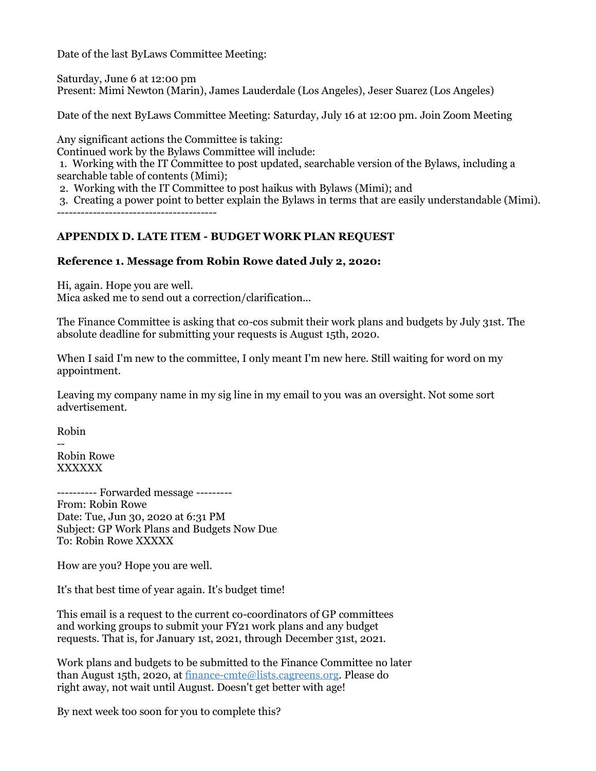Date of the last ByLaws Committee Meeting:

Saturday, June 6 at 12:00 pm
Present: Mimi Newton (Marin), James Lauderdale (Los Angeles), Jeser Suarez (Los Angeles)

Date of the next ByLaws Committee Meeting: Saturday, July 16 at 12:00 pm. Join Zoom Meeting

Any significant actions the Committee is taking:
Continued work by the Bylaws Committee will include:

1. Working with the IT Committee to post updated, searchable version of the Bylaws, including a searchable table of contents (Mimi);
2. Working with the IT Committee to post haikus with Bylaws (Mimi); and
3. Creating a power point to better explain the Bylaws in terms that are easily understandable (Mimi).

----------------------------------------

## APPENDIX D. LATE ITEM - BUDGET WORK PLAN REQUEST

### Reference 1. Message from Robin Rowe dated July 2, 2020:

Hi, again. Hope you are well.
Mica asked me to send out a correction/clarification...

The Finance Committee is asking that co-cos submit their work plans and budgets by July 31st. The absolute deadline for submitting your requests is August 15th, 2020.

When I said I'm new to the committee, I only meant I'm new here. Still waiting for word on my appointment.

Leaving my company name in my sig line in my email to you was an oversight. Not some sort advertisement.

Robin
--
Robin Rowe
XXXXXX

---------- Forwarded message ---------
From: Robin Rowe
Date: Tue, Jun 30, 2020 at 6:31 PM
Subject: GP Work Plans and Budgets Now Due
To: Robin Rowe XXXXX

How are you? Hope you are well.

It's that best time of year again. It's budget time!

This email is a request to the current co-coordinators of GP committees and working groups to submit your FY21 work plans and any budget requests. That is, for January 1st, 2021, through December 31st, 2021.

Work plans and budgets to be submitted to the Finance Committee no later than August 15th, 2020, at finance-cmte@lists.cagreens.org. Please do right away, not wait until August. Doesn't get better with age!

By next week too soon for you to complete this?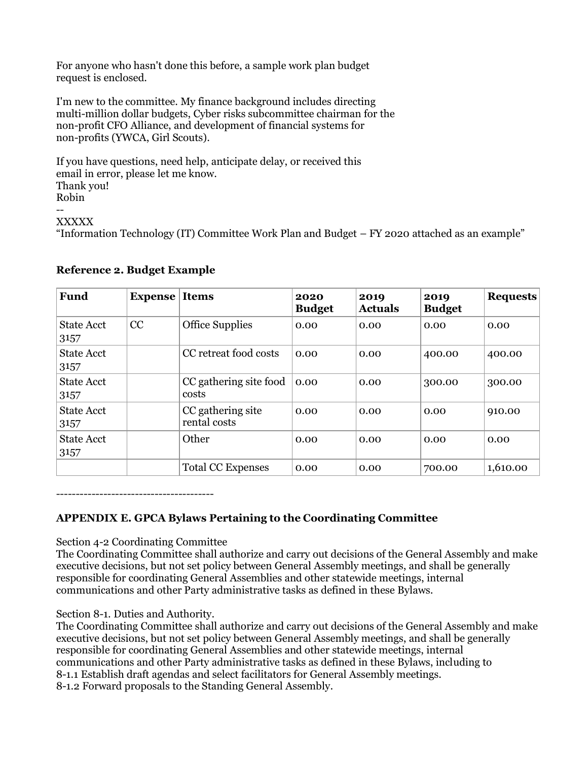For anyone who hasn't done this before, a sample work plan budget request is enclosed.

I'm new to the committee. My finance background includes directing multi-million dollar budgets, Cyber risks subcommittee chairman for the non-profit CFO Alliance, and development of financial systems for non-profits (YWCA, Girl Scouts).

If you have questions, need help, anticipate delay, or received this email in error, please let me know.
Thank you!
Robin
--
XXXXX
"Information Technology (IT) Committee Work Plan and Budget – FY 2020 attached as an example"

**Reference 2. Budget Example**

| Fund | Expense | Items | 2020 Budget | 2019 Actuals | 2019 Budget | Requests |
|---|---|---|---|---|---|---|
| State Acct 3157 | CC | Office Supplies | 0.00 | 0.00 | 0.00 | 0.00 |
| State Acct 3157 | | CC retreat food costs | 0.00 | 0.00 | 400.00 | 400.00 |
| State Acct 3157 | | CC gathering site food costs | 0.00 | 0.00 | 300.00 | 300.00 |
| State Acct 3157 | | CC gathering site rental costs | 0.00 | 0.00 | 0.00 | 910.00 |
| State Acct 3157 | | Other | 0.00 | 0.00 | 0.00 | 0.00 |
| | | Total CC Expenses | 0.00 | 0.00 | 700.00 | 1,610.00 |

----------------------------------------

**APPENDIX E. GPCA Bylaws Pertaining to the Coordinating Committee**

Section 4-2 Coordinating Committee
The Coordinating Committee shall authorize and carry out decisions of the General Assembly and make executive decisions, but not set policy between General Assembly meetings, and shall be generally responsible for coordinating General Assemblies and other statewide meetings, internal communications and other Party administrative tasks as defined in these Bylaws.

Section 8-1. Duties and Authority.
The Coordinating Committee shall authorize and carry out decisions of the General Assembly and make executive decisions, but not set policy between General Assembly meetings, and shall be generally responsible for coordinating General Assemblies and other statewide meetings, internal communications and other Party administrative tasks as defined in these Bylaws, including to
8-1.1 Establish draft agendas and select facilitators for General Assembly meetings.
8-1.2 Forward proposals to the Standing General Assembly.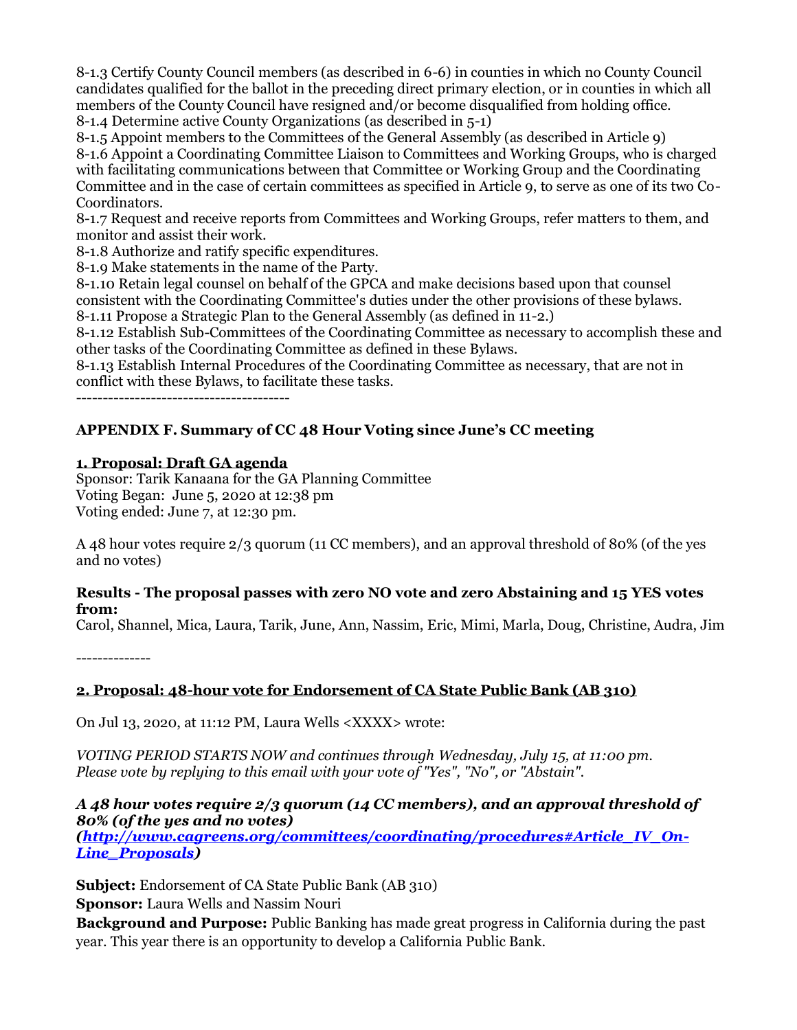8-1.3 Certify County Council members (as described in 6-6) in counties in which no County Council candidates qualified for the ballot in the preceding direct primary election, or in counties in which all members of the County Council have resigned and/or become disqualified from holding office.
8-1.4 Determine active County Organizations (as described in 5-1)
8-1.5 Appoint members to the Committees of the General Assembly (as described in Article 9)
8-1.6 Appoint a Coordinating Committee Liaison to Committees and Working Groups, who is charged with facilitating communications between that Committee or Working Group and the Coordinating Committee and in the case of certain committees as specified in Article 9, to serve as one of its two Co-Coordinators.
8-1.7 Request and receive reports from Committees and Working Groups, refer matters to them, and monitor and assist their work.
8-1.8 Authorize and ratify specific expenditures.
8-1.9 Make statements in the name of the Party.
8-1.10 Retain legal counsel on behalf of the GPCA and make decisions based upon that counsel consistent with the Coordinating Committee's duties under the other provisions of these bylaws.
8-1.11 Propose a Strategic Plan to the General Assembly (as defined in 11-2.)
8-1.12 Establish Sub-Committees of the Coordinating Committee as necessary to accomplish these and other tasks of the Coordinating Committee as defined in these Bylaws.
8-1.13 Establish Internal Procedures of the Coordinating Committee as necessary, that are not in conflict with these Bylaws, to facilitate these tasks.

----------------------------------------

## APPENDIX F. Summary of CC 48 Hour Voting since June's CC meeting

### 1. Proposal: Draft GA agenda

Sponsor: Tarik Kanaana for the GA Planning Committee
Voting Began: June 5, 2020 at 12:38 pm
Voting ended: June 7, at 12:30 pm.

A 48 hour votes require 2/3 quorum (11 CC members), and an approval threshold of 80% (of the yes and no votes)

**Results - The proposal passes with zero NO vote and zero Abstaining and 15 YES votes from:**
Carol, Shannel, Mica, Laura, Tarik, June, Ann, Nassim, Eric, Mimi, Marla, Doug, Christine, Audra, Jim

--------------

### 2. Proposal: 48-hour vote for Endorsement of CA State Public Bank (AB 310)

On Jul 13, 2020, at 11:12 PM, Laura Wells <XXXX> wrote:

*VOTING PERIOD STARTS NOW and continues through Wednesday, July 15, at 11:00 pm.*
*Please vote by replying to this email with your vote of "Yes", "No", or "Abstain".*

***A 48 hour votes require 2/3 quorum (14 CC members), and an approval threshold of 80% (of the yes and no votes)***
***(http://www.cagreens.org/committees/coordinating/procedures#Article_IV_On-Line_Proposals)***

**Subject:** Endorsement of CA State Public Bank (AB 310)
**Sponsor:** Laura Wells and Nassim Nouri
**Background and Purpose:** Public Banking has made great progress in California during the past year. This year there is an opportunity to develop a California Public Bank.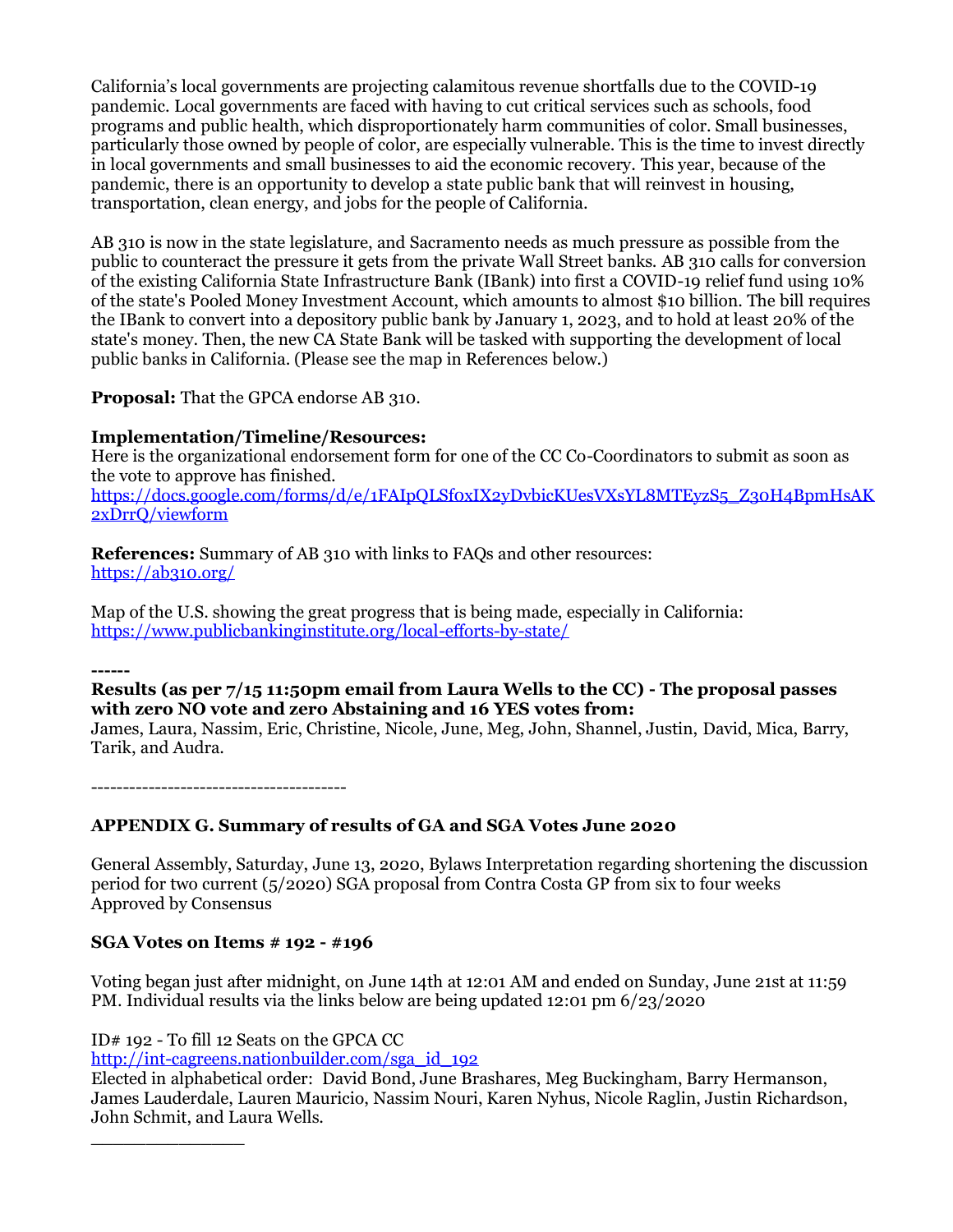California's local governments are projecting calamitous revenue shortfalls due to the COVID-19 pandemic. Local governments are faced with having to cut critical services such as schools, food programs and public health, which disproportionately harm communities of color. Small businesses, particularly those owned by people of color, are especially vulnerable. This is the time to invest directly in local governments and small businesses to aid the economic recovery. This year, because of the pandemic, there is an opportunity to develop a state public bank that will reinvest in housing, transportation, clean energy, and jobs for the people of California.

AB 310 is now in the state legislature, and Sacramento needs as much pressure as possible from the public to counteract the pressure it gets from the private Wall Street banks. AB 310 calls for conversion of the existing California State Infrastructure Bank (IBank) into first a COVID-19 relief fund using 10% of the state's Pooled Money Investment Account, which amounts to almost $10 billion. The bill requires the IBank to convert into a depository public bank by January 1, 2023, and to hold at least 20% of the state's money. Then, the new CA State Bank will be tasked with supporting the development of local public banks in California. (Please see the map in References below.)

**Proposal:** That the GPCA endorse AB 310.

**Implementation/Timeline/Resources:**
Here is the organizational endorsement form for one of the CC Co-Coordinators to submit as soon as the vote to approve has finished.
https://docs.google.com/forms/d/e/1FAIpQLSf0xIX2yDvbicKUesVXsYL8MTEyzS5_Z30H4BpmHsAK2xDrrQ/viewform

**References:** Summary of AB 310 with links to FAQs and other resources:
https://ab310.org/

Map of the U.S. showing the great progress that is being made, especially in California:
https://www.publicbankinginstitute.org/local-efforts-by-state/

------

**Results (as per 7/15 11:50pm email from Laura Wells to the CC) - The proposal passes with zero NO vote and zero Abstaining and 16 YES votes from:**
James, Laura, Nassim, Eric, Christine, Nicole, June, Meg, John, Shannel, Justin, David, Mica, Barry, Tarik, and Audra.

---------------------------------------

**APPENDIX G. Summary of results of GA and SGA Votes June 2020**

General Assembly, Saturday, June 13, 2020, Bylaws Interpretation regarding shortening the discussion period for two current (5/2020) SGA proposal from Contra Costa GP from six to four weeks
Approved by Consensus

**SGA Votes on Items # 192 - #196**

Voting began just after midnight, on June 14th at 12:01 AM and ended on Sunday, June 21st at 11:59 PM. Individual results via the links below are being updated 12:01 pm 6/23/2020

ID# 192 - To fill 12 Seats on the GPCA CC
http://int-cagreens.nationbuilder.com/sga_id_192
Elected in alphabetical order: David Bond, June Brashares, Meg Buckingham, Barry Hermanson, James Lauderdale, Lauren Mauricio, Nassim Nouri, Karen Nyhus, Nicole Raglin, Justin Richardson, John Schmit, and Laura Wells.

_______________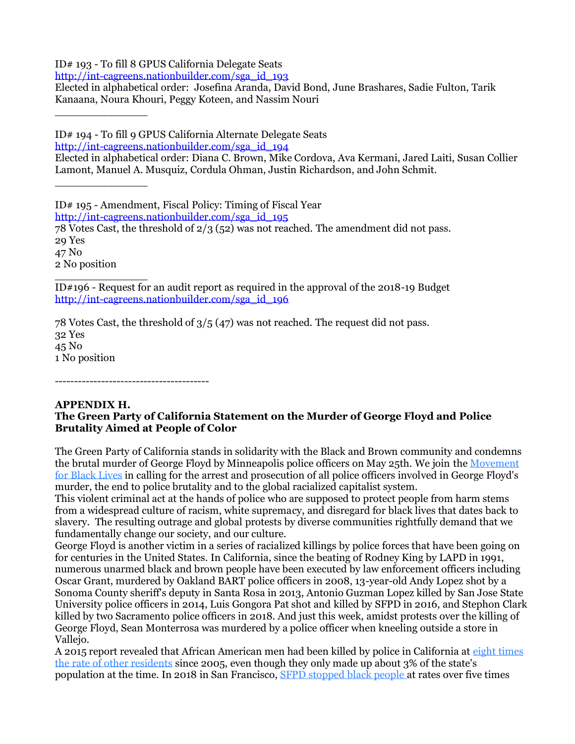ID# 193 - To fill 8 GPUS California Delegate Seats
[http://int-cagreens.nationbuilder.com/sga_id_193](http://int-cagreens.nationbuilder.com/sga_id_193)
Elected in alphabetical order: Josefina Aranda, David Bond, June Brashares, Sadie Fulton, Tarik Kanaana, Noura Khouri, Peggy Koteen, and Nassim Nouri

______________

ID# 194 - To fill 9 GPUS California Alternate Delegate Seats
[http://int-cagreens.nationbuilder.com/sga_id_194](http://int-cagreens.nationbuilder.com/sga_id_194)
Elected in alphabetical order: Diana C. Brown, Mike Cordova, Ava Kermani, Jared Laiti, Susan Collier Lamont, Manuel A. Musquiz, Cordula Ohman, Justin Richardson, and John Schmit.

______________

ID# 195 - Amendment, Fiscal Policy: Timing of Fiscal Year
[http://int-cagreens.nationbuilder.com/sga_id_195](http://int-cagreens.nationbuilder.com/sga_id_195)
78 Votes Cast, the threshold of 2/3 (52) was not reached. The amendment did not pass.
29 Yes
47 No
2 No position

______________

ID#196 - Request for an audit report as required in the approval of the 2018-19 Budget
[http://int-cagreens.nationbuilder.com/sga_id_196](http://int-cagreens.nationbuilder.com/sga_id_196)

78 Votes Cast, the threshold of 3/5 (47) was not reached. The request did not pass.
32 Yes
45 No
1 No position

----------------------------------------

**APPENDIX H.**
**The Green Party of California Statement on the Murder of George Floyd and Police Brutality Aimed at People of Color**

The Green Party of California stands in solidarity with the Black and Brown community and condemns the brutal murder of George Floyd by Minneapolis police officers on May 25th. We join the Movement for Black Lives in calling for the arrest and prosecution of all police officers involved in George Floyd's murder, the end to police brutality and to the global racialized capitalist system.
This violent criminal act at the hands of police who are supposed to protect people from harm stems from a widespread culture of racism, white supremacy, and disregard for black lives that dates back to slavery. The resulting outrage and global protests by diverse communities rightfully demand that we fundamentally change our society, and our culture.
George Floyd is another victim in a series of racialized killings by police forces that have been going on for centuries in the United States. In California, since the beating of Rodney King by LAPD in 1991, numerous unarmed black and brown people have been executed by law enforcement officers including Oscar Grant, murdered by Oakland BART police officers in 2008, 13-year-old Andy Lopez shot by a Sonoma County sheriff's deputy in Santa Rosa in 2013, Antonio Guzman Lopez killed by San Jose State University police officers in 2014, Luis Gongora Pat shot and killed by SFPD in 2016, and Stephon Clark killed by two Sacramento police officers in 2018. And just this week, amidst protests over the killing of George Floyd, Sean Monterrosa was murdered by a police officer when kneeling outside a store in Vallejo.
A 2015 report revealed that African American men had been killed by police in California at eight times the rate of other residents since 2005, even though they only made up about 3% of the state's population at the time. In 2018 in San Francisco, SFPD stopped black people at rates over five times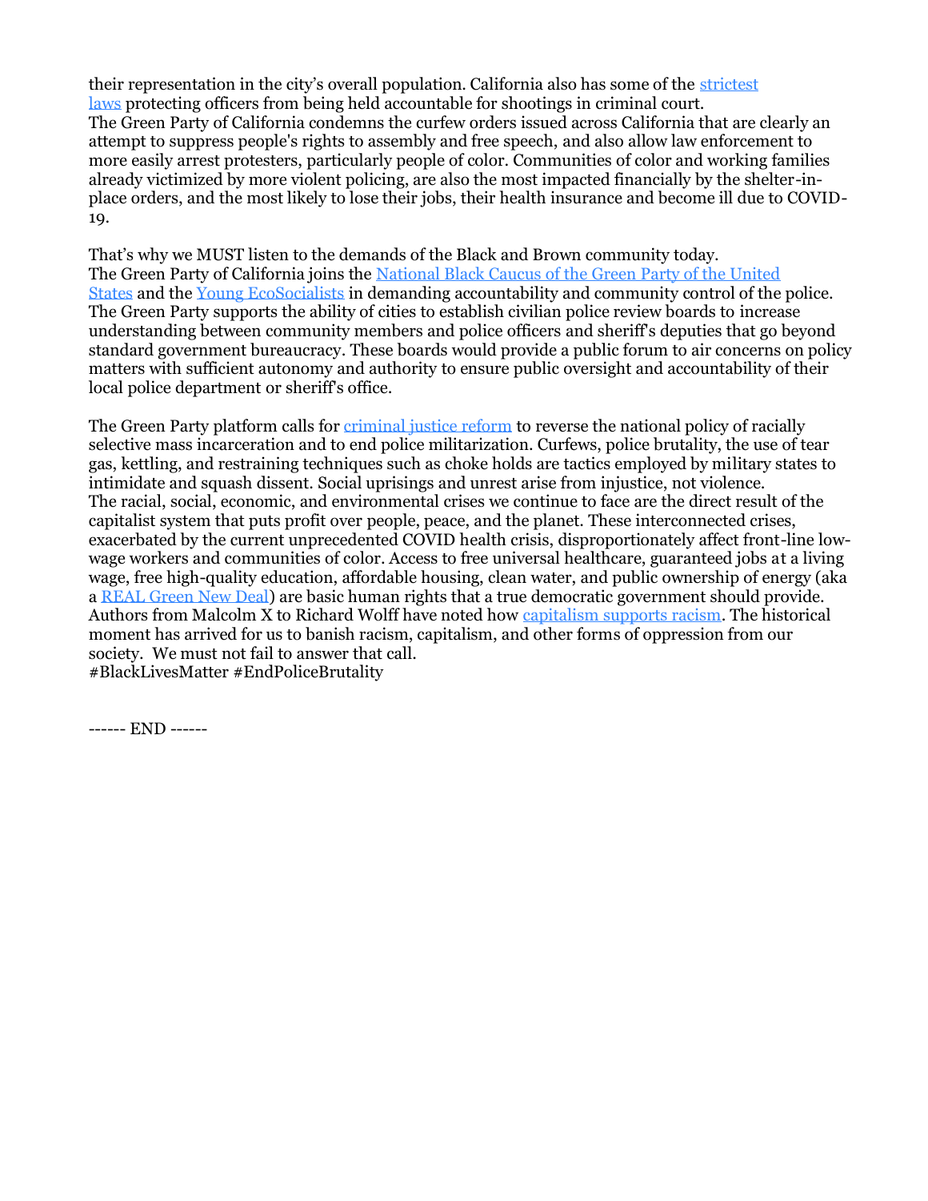their representation in the city's overall population. California also has some of the strictest laws protecting officers from being held accountable for shootings in criminal court.
The Green Party of California condemns the curfew orders issued across California that are clearly an attempt to suppress people's rights to assembly and free speech, and also allow law enforcement to more easily arrest protesters, particularly people of color. Communities of color and working families already victimized by more violent policing, are also the most impacted financially by the shelter-in-place orders, and the most likely to lose their jobs, their health insurance and become ill due to COVID-19.

That's why we MUST listen to the demands of the Black and Brown community today.
The Green Party of California joins the National Black Caucus of the Green Party of the United States and the Young EcoSocialists in demanding accountability and community control of the police. The Green Party supports the ability of cities to establish civilian police review boards to increase understanding between community members and police officers and sheriff's deputies that go beyond standard government bureaucracy. These boards would provide a public forum to air concerns on policy matters with sufficient autonomy and authority to ensure public oversight and accountability of their local police department or sheriff's office.

The Green Party platform calls for criminal justice reform to reverse the national policy of racially selective mass incarceration and to end police militarization. Curfews, police brutality, the use of tear gas, kettling, and restraining techniques such as choke holds are tactics employed by military states to intimidate and squash dissent. Social uprisings and unrest arise from injustice, not violence.
The racial, social, economic, and environmental crises we continue to face are the direct result of the capitalist system that puts profit over people, peace, and the planet. These interconnected crises, exacerbated by the current unprecedented COVID health crisis, disproportionately affect front-line low-wage workers and communities of color. Access to free universal healthcare, guaranteed jobs at a living wage, free high-quality education, affordable housing, clean water, and public ownership of energy (aka a REAL Green New Deal) are basic human rights that a true democratic government should provide. Authors from Malcolm X to Richard Wolff have noted how capitalism supports racism. The historical moment has arrived for us to banish racism, capitalism, and other forms of oppression from our society. We must not fail to answer that call.
#BlackLivesMatter #EndPoliceBrutality

------ END ------